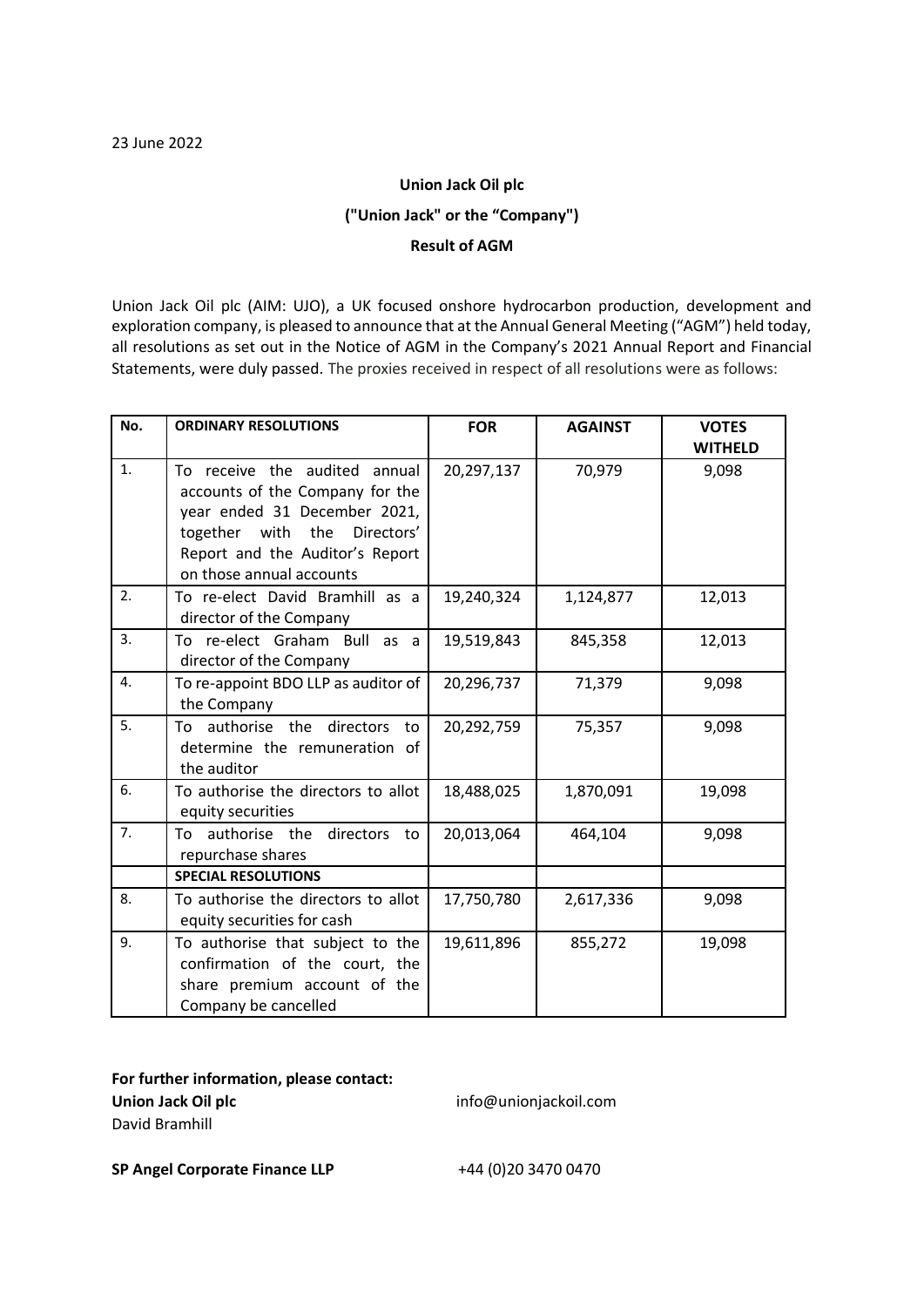23 June 2022

**Union Jack Oil plc**

**("Union Jack" or the "Company")**

**Result of AGM**

Union Jack Oil plc (AIM: UJO), a UK focused onshore hydrocarbon production, development and exploration company, is pleased to announce that at the Annual General Meeting ("AGM") held today, all resolutions as set out in the Notice of AGM in the Company's 2021 Annual Report and Financial Statements, were duly passed. The proxies received in respect of all resolutions were as follows:

| No. | ORDINARY RESOLUTIONS | FOR | AGAINST | VOTES WITHELD |
|---|---|---|---|---|
| 1. | To receive the audited annual accounts of the Company for the year ended 31 December 2021, together with the Directors' Report and the Auditor's Report on those annual accounts | 20,297,137 | 70,979 | 9,098 |
| 2. | To re-elect David Bramhill as a director of the Company | 19,240,324 | 1,124,877 | 12,013 |
| 3. | To re-elect Graham Bull as a director of the Company | 19,519,843 | 845,358 | 12,013 |
| 4. | To re-appoint BDO LLP as auditor of the Company | 20,296,737 | 71,379 | 9,098 |
| 5. | To authorise the directors to determine the remuneration of the auditor | 20,292,759 | 75,357 | 9,098 |
| 6. | To authorise the directors to allot equity securities | 18,488,025 | 1,870,091 | 19,098 |
| 7. | To authorise the directors to repurchase shares | 20,013,064 | 464,104 | 9,098 |
| | **SPECIAL RESOLUTIONS** | | | |
| 8. | To authorise the directors to allot equity securities for cash | 17,750,780 | 2,617,336 | 9,098 |
| 9. | To authorise that subject to the confirmation of the court, the share premium account of the Company be cancelled | 19,611,896 | 855,272 | 19,098 |

**For further information, please contact:**

**Union Jack Oil plc** info@unionjackoil.com
David Bramhill

**SP Angel Corporate Finance LLP** +44 (0)20 3470 0470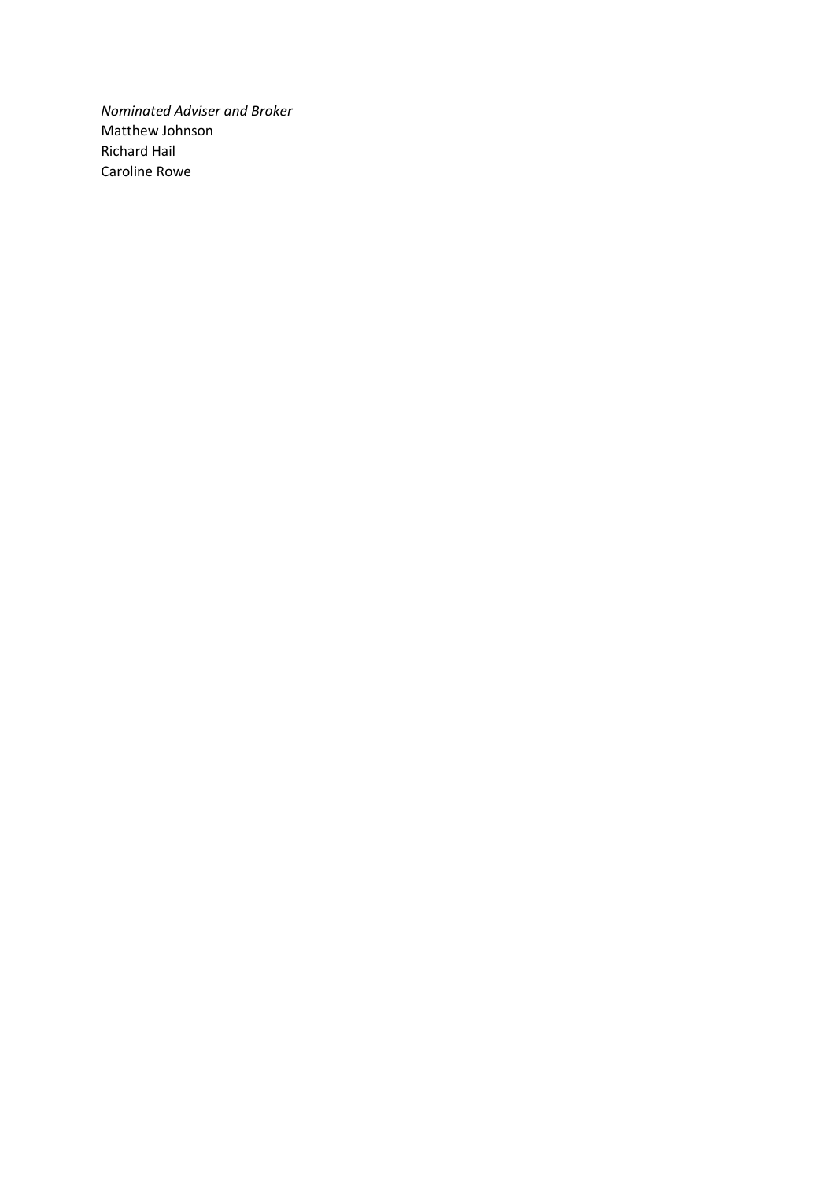*Nominated Adviser and Broker*
Matthew Johnson
Richard Hail
Caroline Rowe